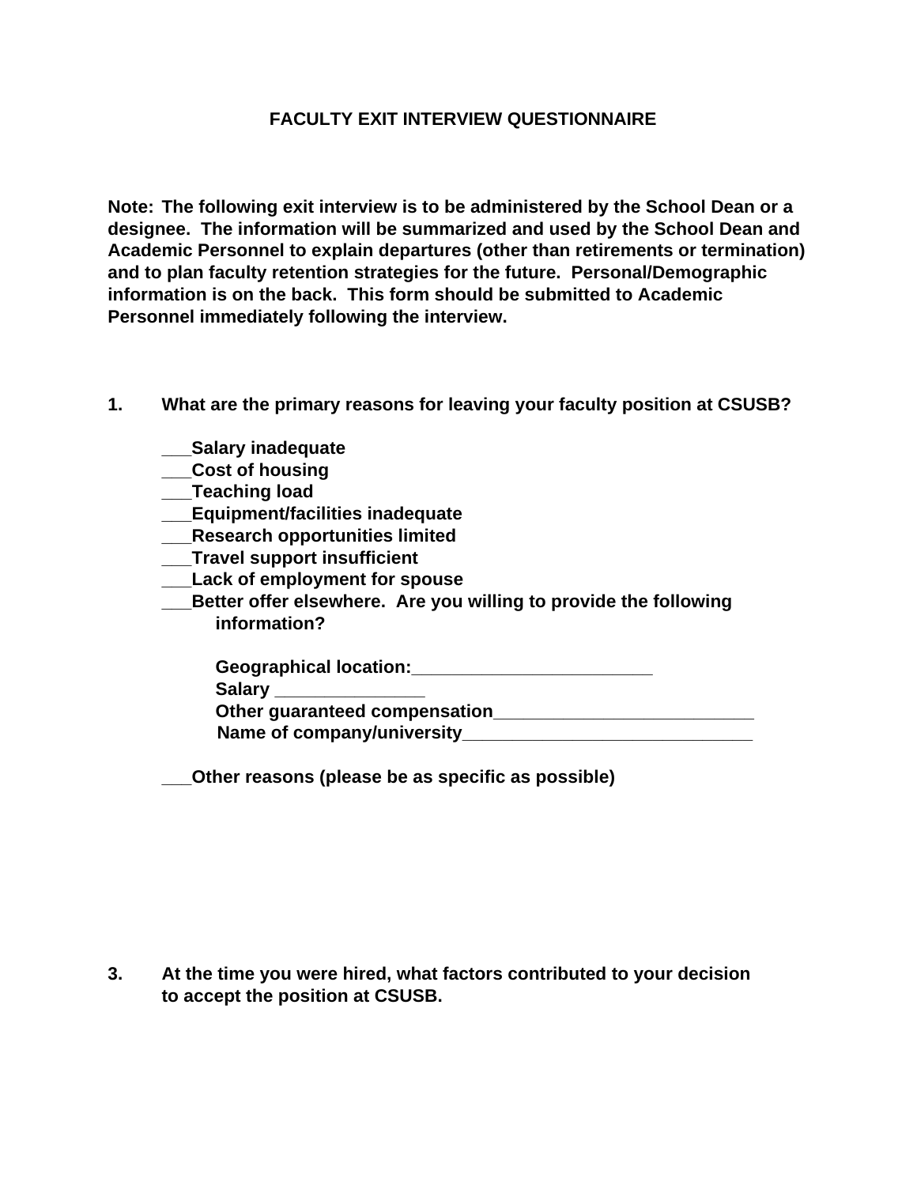# FACULTY EXIT INTERVIEW QUESTIONNAIRE

**Note: The following exit interview is to be administered by the School Dean or a designee. The information will be summarized and used by the School Dean and Academic Personnel to explain departures (other than retirements or termination) and to plan faculty retention strategies for the future. Personal/Demographic information is on the back. This form should be submitted to Academic Personnel immediately following the interview.**

**1. What are the primary reasons for leaving your faculty position at CSUSB?**

___Salary inadequate
___Cost of housing
___Teaching load
___Equipment/facilities inadequate
___Research opportunities limited
___Travel support insufficient
___Lack of employment for spouse
___Better offer elsewhere. Are you willing to provide the following information?

Geographical location:________________________
Salary _______________
Other guaranteed compensation__________________________
Name of company/university_____________________________

___Other reasons (please be as specific as possible)

**3. At the time you were hired, what factors contributed to your decision to accept the position at CSUSB.**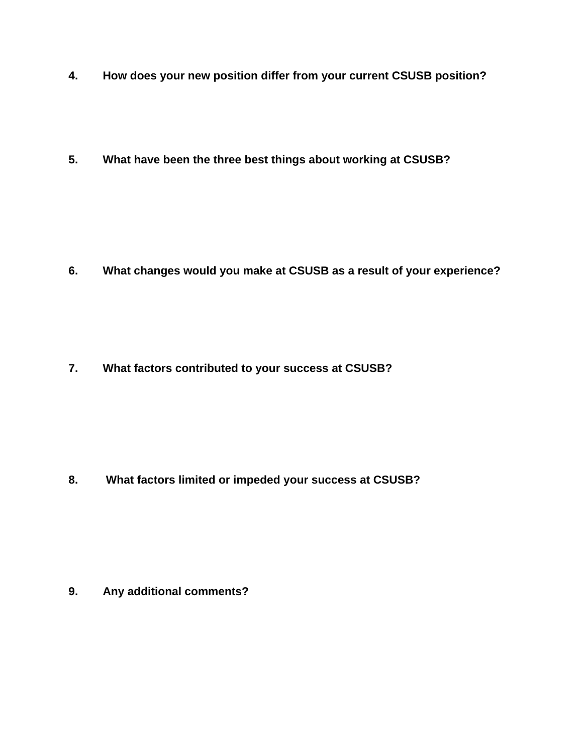**4. How does your new position differ from your current CSUSB position?**

**5. What have been the three best things about working at CSUSB?**

**6. What changes would you make at CSUSB as a result of your experience?**

**7. What factors contributed to your success at CSUSB?**

**8. What factors limited or impeded your success at CSUSB?**

**9. Any additional comments?**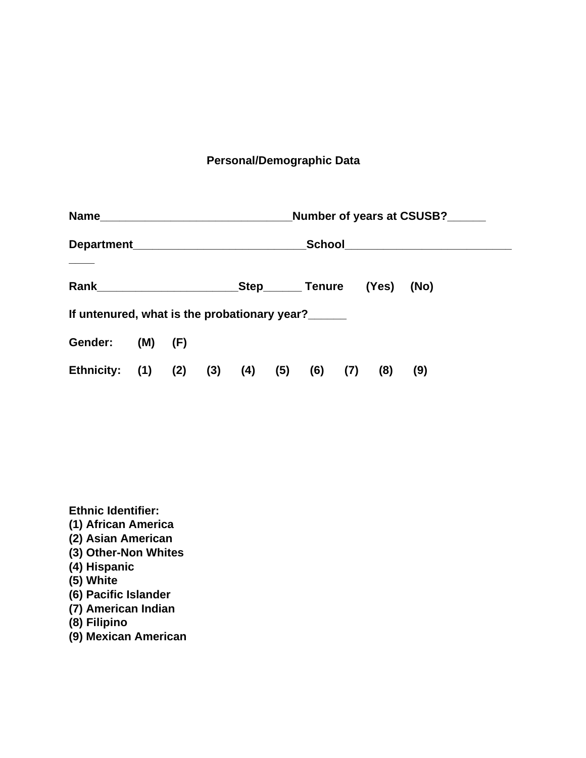## Personal/Demographic Data

**Name_______________________________Number of years at CSUSB?______**

**Department____________________________School______________________________**

**Rank_______________________Step______ Tenure (Yes) (No)**

**If untenured, what is the probationary year?______**

**Gender: (M) (F)**

**Ethnicity: (1) (2) (3) (4) (5) (6) (7) (8) (9)**

**Ethnic Identifier:**
**(1) African America**
**(2) Asian American**
**(3) Other-Non Whites**
**(4) Hispanic**
**(5) White**
**(6) Pacific Islander**
**(7) American Indian**
**(8) Filipino**
**(9) Mexican American**